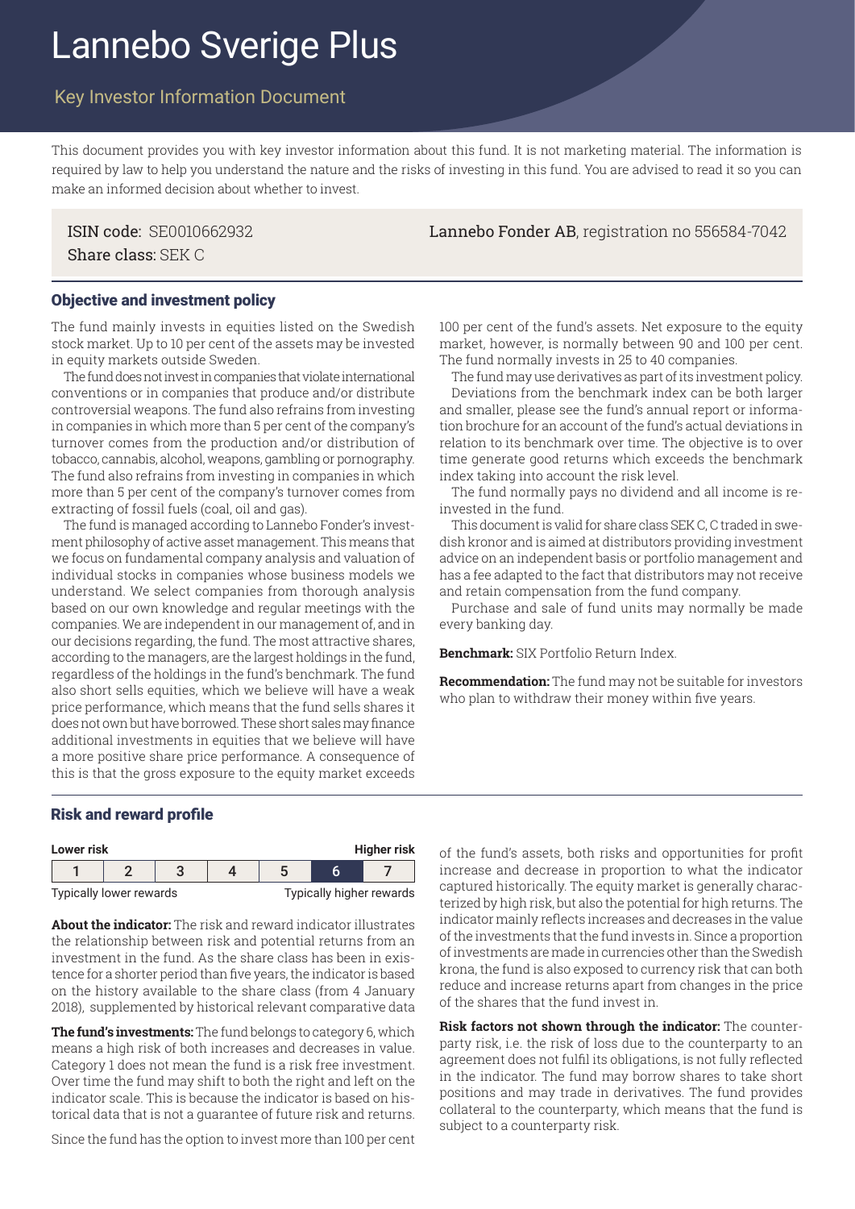# Lannebo Sverige Plus

## Key Investor Information Document

This document provides you with key investor information about this fund. It is not marketing material. The information is required by law to help you understand the nature and the risks of investing in this fund. You are advised to read it so you can make an informed decision about whether to invest.

ISIN code: SE0010662932
Share class: SEK C

**Lannebo Fonder AB**, registration no 556584-7042

### Objective and investment policy

The fund mainly invests in equities listed on the Swedish stock market. Up to 10 per cent of the assets may be invested in equity markets outside Sweden.

The fund does not invest in companies that violate international conventions or in companies that produce and/or distribute controversial weapons. The fund also refrains from investing in companies in which more than 5 per cent of the company's turnover comes from the production and/or distribution of tobacco, cannabis, alcohol, weapons, gambling or pornography. The fund also refrains from investing in companies in which more than 5 per cent of the company's turnover comes from extracting of fossil fuels (coal, oil and gas).

The fund is managed according to Lannebo Fonder's investment philosophy of active asset management. This means that we focus on fundamental company analysis and valuation of individual stocks in companies whose business models we understand. We select companies from thorough analysis based on our own knowledge and regular meetings with the companies. We are independent in our management of, and in our decisions regarding, the fund. The most attractive shares, according to the managers, are the largest holdings in the fund, regardless of the holdings in the fund's benchmark. The fund also short sells equities, which we believe will have a weak price performance, which means that the fund sells shares it does not own but have borrowed. These short sales may finance additional investments in equities that we believe will have a more positive share price performance. A consequence of this is that the gross exposure to the equity market exceeds 100 per cent of the fund's assets. Net exposure to the equity market, however, is normally between 90 and 100 per cent. The fund normally invests in 25 to 40 companies.

The fund may use derivatives as part of its investment policy.

Deviations from the benchmark index can be both larger and smaller, please see the fund's annual report or information brochure for an account of the fund's actual deviations in relation to its benchmark over time. The objective is to over time generate good returns which exceeds the benchmark index taking into account the risk level.

The fund normally pays no dividend and all income is reinvested in the fund.

This document is valid for share class SEK C, C traded in swedish kronor and is aimed at distributors providing investment advice on an independent basis or portfolio management and has a fee adapted to the fact that distributors may not receive and retain compensation from the fund company.

Purchase and sale of fund units may normally be made every banking day.

**Benchmark:** SIX Portfolio Return Index.

**Recommendation:** The fund may not be suitable for investors who plan to withdraw their money within five years.

### Risk and reward profile

| Lower risk | | | | | | Higher risk |
|---|---|---|---|---|---|---|
| 1 | 2 | 3 | 4 | 5 | **6** | 7 |
| Typically lower rewards | | | | | | Typically higher rewards |

**About the indicator:** The risk and reward indicator illustrates the relationship between risk and potential returns from an investment in the fund. As the share class has been in existence for a shorter period than five years, the indicator is based on the history available to the share class (from 4 January 2018), supplemented by historical relevant comparative data

**The fund's investments:** The fund belongs to category 6, which means a high risk of both increases and decreases in value. Category 1 does not mean the fund is a risk free investment. Over time the fund may shift to both the right and left on the indicator scale. This is because the indicator is based on historical data that is not a guarantee of future risk and returns.

Since the fund has the option to invest more than 100 per cent of the fund's assets, both risks and opportunities for profit increase and decrease in proportion to what the indicator captured historically. The equity market is generally characterized by high risk, but also the potential for high returns. The indicator mainly reflects increases and decreases in the value of the investments that the fund invests in. Since a proportion of investments are made in currencies other than the Swedish krona, the fund is also exposed to currency risk that can both reduce and increase returns apart from changes in the price of the shares that the fund invest in.

**Risk factors not shown through the indicator:** The counterparty risk, i.e. the risk of loss due to the counterparty to an agreement does not fulfil its obligations, is not fully reflected in the indicator. The fund may borrow shares to take short positions and may trade in derivatives. The fund provides collateral to the counterparty, which means that the fund is subject to a counterparty risk.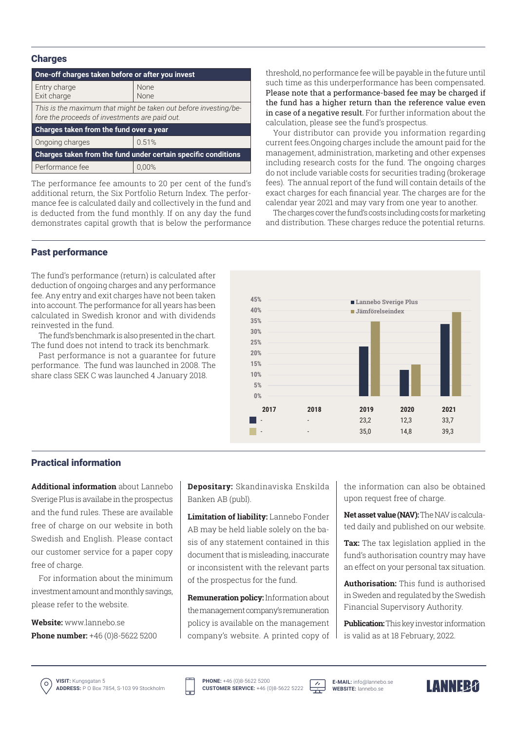## Charges

| One-off charges taken before or after you invest | |
|---|---|
| Entry charge<br>Exit charge | None<br>None |
| *This is the maximum that might be taken out before investing/before the proceeds of investments are paid out.* | |
| **Charges taken from the fund over a year** | |
| Ongoing charges | 0.51% |
| **Charges taken from the fund under certain specific conditions** | |
| Performance fee | 0,00% |

The performance fee amounts to 20 per cent of the fund's additional return, the Six Portfolio Return Index. The performance fee is calculated daily and collectively in the fund and is deducted from the fund monthly. If on any day the fund demonstrates capital growth that is below the performance threshold, no performance fee will be payable in the future until such time as this underperformance has been compensated. Please note that a performance-based fee may be charged if the fund has a higher return than the reference value even in case of a negative result. For further information about the calculation, please see the fund's prospectus.

Your distributor can provide you information regarding current fees.Ongoing charges include the amount paid for the management, administration, marketing and other expenses including research costs for the fund. The ongoing charges do not include variable costs for securities trading (brokerage fees). The annual report of the fund will contain details of the exact charges for each financial year. The charges are for the calendar year 2021 and may vary from one year to another.

The charges cover the fund's costs including costs for marketing and distribution. These charges reduce the potential returns.

## Past performance

The fund's performance (return) is calculated after deduction of ongoing charges and any performance fee. Any entry and exit charges have not been taken into account. The performance for all years has been calculated in Swedish kronor and with dividends reinvested in the fund.

The fund's benchmark is also presented in the chart. The fund does not intend to track its benchmark.

Past performance is not a guarantee for future performance. The fund was launched in 2008. The share class SEK C was launched 4 January 2018.

45%
40%
35%
30%
25%
20%
15%
10%
5%
0%

Lannebo Sverige Plus
Jämförelseindex

2017 2018 2019 2020 2021

Lannebo Sverige Plus: - - 23,2 12,3 33,7

Jämförelseindex: - - 35,0 14,8 39,3

## Practical information

**Additional information** about Lannebo Sverige Plus is availabe in the prospectus and the fund rules. These are available free of charge on our website in both Swedish and English. Please contact our customer service for a paper copy free of charge.

For information about the minimum investment amount and monthly savings, please refer to the website.

**Website:** www.lannebo.se
**Phone number:** +46 (0)8-5622 5200

**Depositary:** Skandinaviska Enskilda Banken AB (publ).

**Limitation of liability:** Lannebo Fonder AB may be held liable solely on the basis of any statement contained in this document that is misleading, inaccurate or inconsistent with the relevant parts of the prospectus for the fund.

**Remuneration policy:** Information about the management company's remuneration policy is available on the management company's website. A printed copy of the information can also be obtained upon request free of charge.

**Net asset value (NAV):** The NAV is calculated daily and published on our website.

**Tax:** The tax legislation applied in the fund's authorisation country may have an effect on your personal tax situation.

**Authorisation:** This fund is authorised in Sweden and regulated by the Swedish Financial Supervisory Authority.

**Publication:** This key investor information is valid as at 18 February, 2022.

**VISIT:** Kungsgatan 5
**ADDRESS:** P O Box 7854, S-103 99 Stockholm

**PHONE:** +46 (0)8-5622 5200
**CUSTOMER SERVICE:** +46 (0)8-5622 5222

**E-MAIL:** info@lannebo.se
**WEBSITE:** lannebo.se

LANNEBO